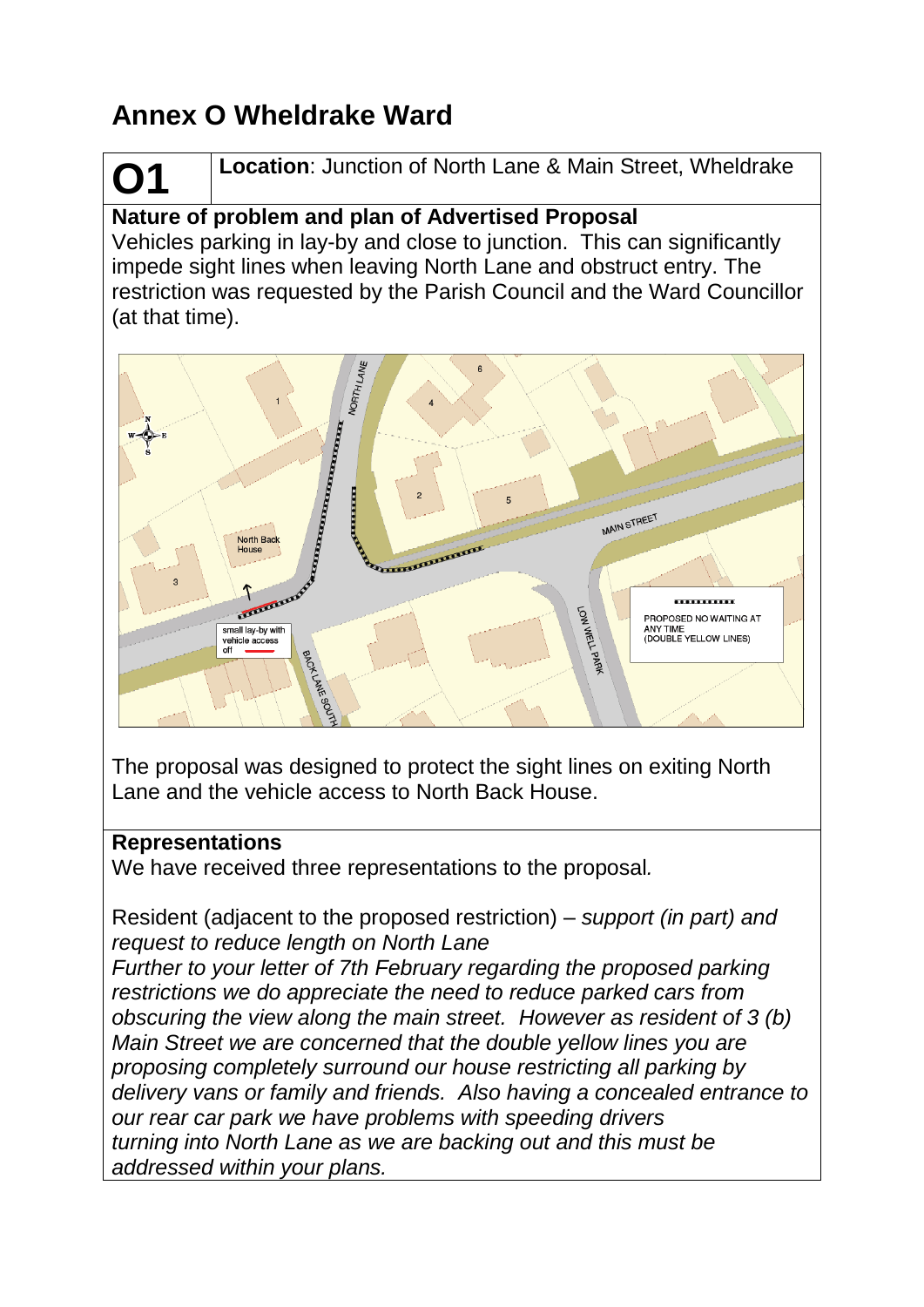# Annex O Wheldrake Ward

| **O1** | **Location**: Junction of North Lane & Main Street, Wheldrake |
|---|---|

**Nature of problem and plan of Advertised Proposal**

Vehicles parking in lay-by and close to junction. This can significantly impede sight lines when leaving North Lane and obstruct entry. The restriction was requested by the Parish Council and the Ward Councillor (at that time).

The proposal was designed to protect the sight lines on exiting North Lane and the vehicle access to North Back House.

**Representations**

We have received three representations to the proposal.

Resident (adjacent to the proposed restriction) – *support (in part) and request to reduce length on North Lane*

*Further to your letter of 7th February regarding the proposed parking restrictions we do appreciate the need to reduce parked cars from obscuring the view along the main street. However as resident of 3 (b) Main Street we are concerned that the double yellow lines you are proposing completely surround our house restricting all parking by delivery vans or family and friends. Also having a concealed entrance to our rear car park we have problems with speeding drivers turning into North Lane as we are backing out and this must be addressed within your plans.*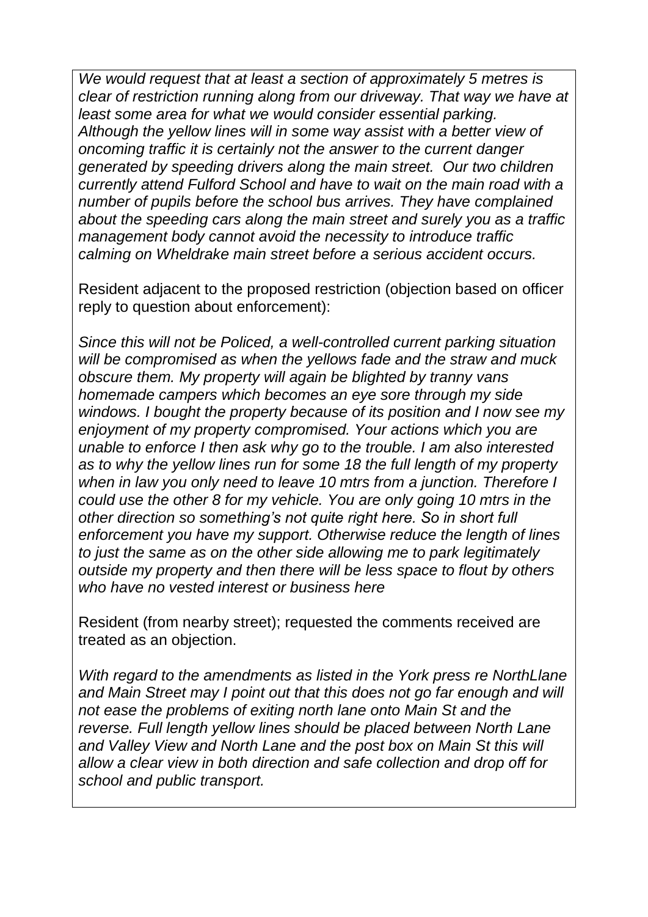*We would request that at least a section of approximately 5 metres is clear of restriction running along from our driveway. That way we have at least some area for what we would consider essential parking. Although the yellow lines will in some way assist with a better view of oncoming traffic it is certainly not the answer to the current danger generated by speeding drivers along the main street. Our two children currently attend Fulford School and have to wait on the main road with a number of pupils before the school bus arrives. They have complained about the speeding cars along the main street and surely you as a traffic management body cannot avoid the necessity to introduce traffic calming on Wheldrake main street before a serious accident occurs.*

Resident adjacent to the proposed restriction (objection based on officer reply to question about enforcement):

*Since this will not be Policed, a well-controlled current parking situation will be compromised as when the yellows fade and the straw and muck obscure them. My property will again be blighted by tranny vans homemade campers which becomes an eye sore through my side windows. I bought the property because of its position and I now see my enjoyment of my property compromised. Your actions which you are unable to enforce I then ask why go to the trouble. I am also interested as to why the yellow lines run for some 18 the full length of my property when in law you only need to leave 10 mtrs from a junction. Therefore I could use the other 8 for my vehicle. You are only going 10 mtrs in the other direction so something's not quite right here. So in short full enforcement you have my support. Otherwise reduce the length of lines to just the same as on the other side allowing me to park legitimately outside my property and then there will be less space to flout by others who have no vested interest or business here*

Resident (from nearby street); requested the comments received are treated as an objection.

*With regard to the amendments as listed in the York press re NorthLlane and Main Street may I point out that this does not go far enough and will not ease the problems of exiting north lane onto Main St and the reverse. Full length yellow lines should be placed between North Lane and Valley View and North Lane and the post box on Main St this will allow a clear view in both direction and safe collection and drop off for school and public transport.*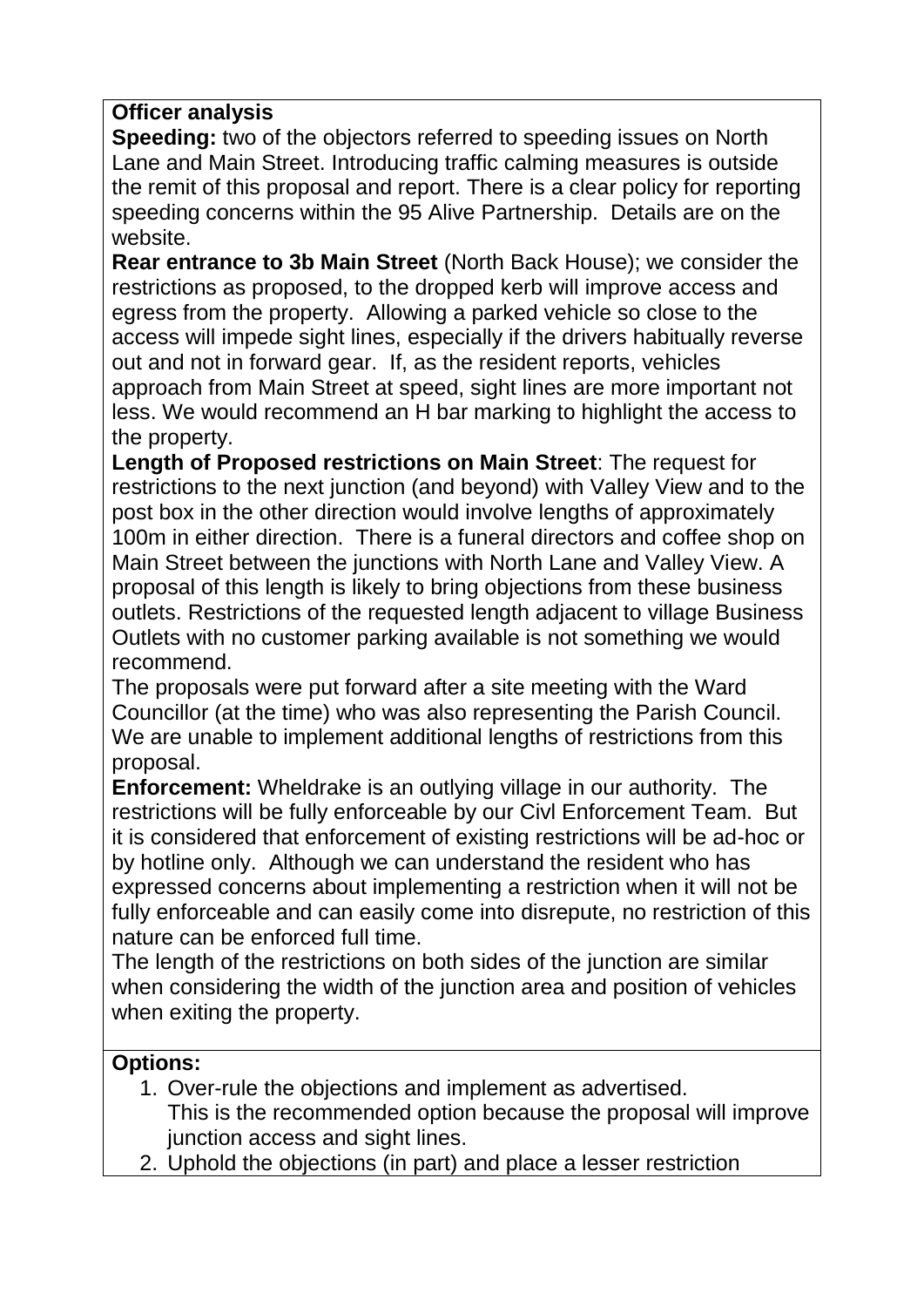**Officer analysis**

**Speeding:** two of the objectors referred to speeding issues on North Lane and Main Street. Introducing traffic calming measures is outside the remit of this proposal and report. There is a clear policy for reporting speeding concerns within the 95 Alive Partnership. Details are on the website.

**Rear entrance to 3b Main Street** (North Back House); we consider the restrictions as proposed, to the dropped kerb will improve access and egress from the property. Allowing a parked vehicle so close to the access will impede sight lines, especially if the drivers habitually reverse out and not in forward gear. If, as the resident reports, vehicles approach from Main Street at speed, sight lines are more important not less. We would recommend an H bar marking to highlight the access to the property.

**Length of Proposed restrictions on Main Street**: The request for restrictions to the next junction (and beyond) with Valley View and to the post box in the other direction would involve lengths of approximately 100m in either direction. There is a funeral directors and coffee shop on Main Street between the junctions with North Lane and Valley View. A proposal of this length is likely to bring objections from these business outlets. Restrictions of the requested length adjacent to village Business Outlets with no customer parking available is not something we would recommend.

The proposals were put forward after a site meeting with the Ward Councillor (at the time) who was also representing the Parish Council. We are unable to implement additional lengths of restrictions from this proposal.

**Enforcement:** Wheldrake is an outlying village in our authority. The restrictions will be fully enforceable by our Civl Enforcement Team. But it is considered that enforcement of existing restrictions will be ad-hoc or by hotline only. Although we can understand the resident who has expressed concerns about implementing a restriction when it will not be fully enforceable and can easily come into disrepute, no restriction of this nature can be enforced full time.

The length of the restrictions on both sides of the junction are similar when considering the width of the junction area and position of vehicles when exiting the property.

**Options:**

1. Over-rule the objections and implement as advertised.
   This is the recommended option because the proposal will improve junction access and sight lines.
2. Uphold the objections (in part) and place a lesser restriction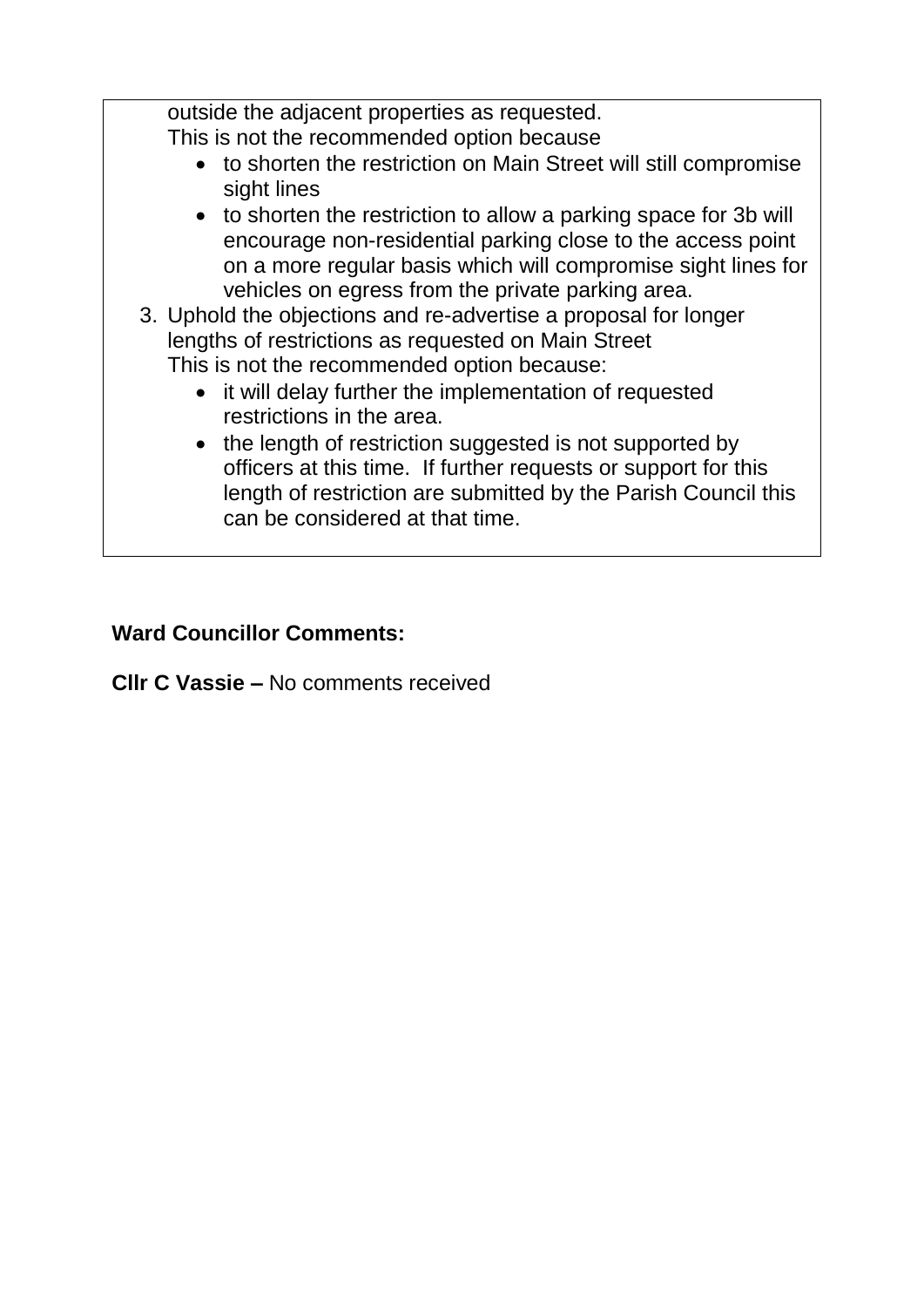outside the adjacent properties as requested.
This is not the recommended option because

- to shorten the restriction on Main Street will still compromise sight lines
- to shorten the restriction to allow a parking space for 3b will encourage non-residential parking close to the access point on a more regular basis which will compromise sight lines for vehicles on egress from the private parking area.

3. Uphold the objections and re-advertise a proposal for longer lengths of restrictions as requested on Main Street
   This is not the recommended option because:
   - it will delay further the implementation of requested restrictions in the area.
   - the length of restriction suggested is not supported by officers at this time. If further requests or support for this length of restriction are submitted by the Parish Council this can be considered at that time.

**Ward Councillor Comments:**

**Cllr C Vassie –** No comments received